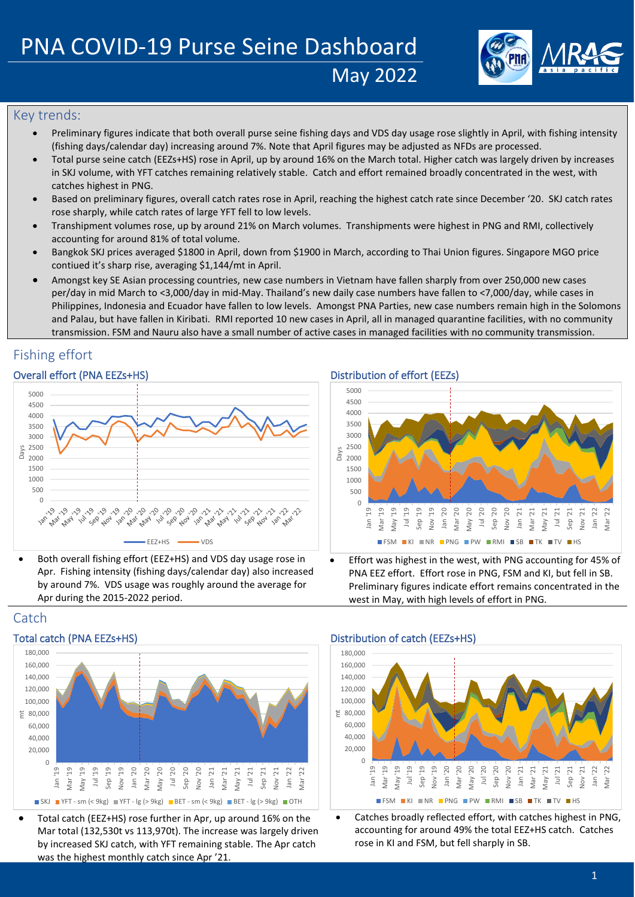# PNA COVID-19 Purse Seine Dashboard

## May 2022

## Key trends:

- Preliminary figures indicate that both overall purse seine fishing days and VDS day usage rose slightly in April, with fishing intensity (fishing days/calendar day) increasing around 7%. Note that April figures may be adjusted as NFDs are processed.
- Total purse seine catch (EEZs+HS) rose in April, up by around 16% on the March total. Higher catch was largely driven by increases in SKJ volume, with YFT catches remaining relatively stable. Catch and effort remained broadly concentrated in the west, with catches highest in PNG.
- Based on preliminary figures, overall catch rates rose in April, reaching the highest catch rate since December '20. SKJ catch rates rose sharply, while catch rates of large YFT fell to low levels.
- Transhipment volumes rose, up by around 21% on March volumes. Transhipments were highest in PNG and RMI, collectively accounting for around 81% of total volume.
- Bangkok SKJ prices averaged $1800 in April, down from $1900 in March, according to Thai Union figures. Singapore MGO price contiued it's sharp rise, averaging $1,144/mt in April.
- Amongst key SE Asian processing countries, new case numbers in Vietnam have fallen sharply from over 250,000 new cases per/day in mid March to <3,000/day in mid-May. Thailand's new daily case numbers have fallen to <7,000/day, while cases in Philippines, Indonesia and Ecuador have fallen to low levels. Amongst PNA Parties, new case numbers remain high in the Solomons and Palau, but have fallen in Kiribati. RMI reported 10 new cases in April, all in managed quarantine facilities, with no community transmission. FSM and Nauru also have a small number of active cases in managed facilities with no community transmission.

## Fishing effort

### Overall effort (PNA EEZs+HS)

- Both overall fishing effort (EEZ+HS) and VDS day usage rose in Apr. Fishing intensity (fishing days/calendar day) also increased by around 7%. VDS usage was roughly around the average for Apr during the 2015-2022 period.

### Distribution of effort (EEZs)

- Effort was highest in the west, with PNG accounting for 45% of PNA EEZ effort. Effort rose in PNG, FSM and KI, but fell in SB. Preliminary figures indicate effort remains concentrated in the west in May, with high levels of effort in PNG.

## Catch

### Total catch (PNA EEZs+HS)

- Total catch (EEZ+HS) rose further in Apr, up around 16% on the Mar total (132,530t vs 113,970t). The increase was largely driven by increased SKJ catch, with YFT remaining stable. The Apr catch was the highest monthly catch since Apr '21.

### Distribution of catch (EEZs+HS)

- Catches broadly reflected effort, with catches highest in PNG, accounting for around 49% the total EEZ+HS catch. Catches rose in KI and FSM, but fell sharply in SB.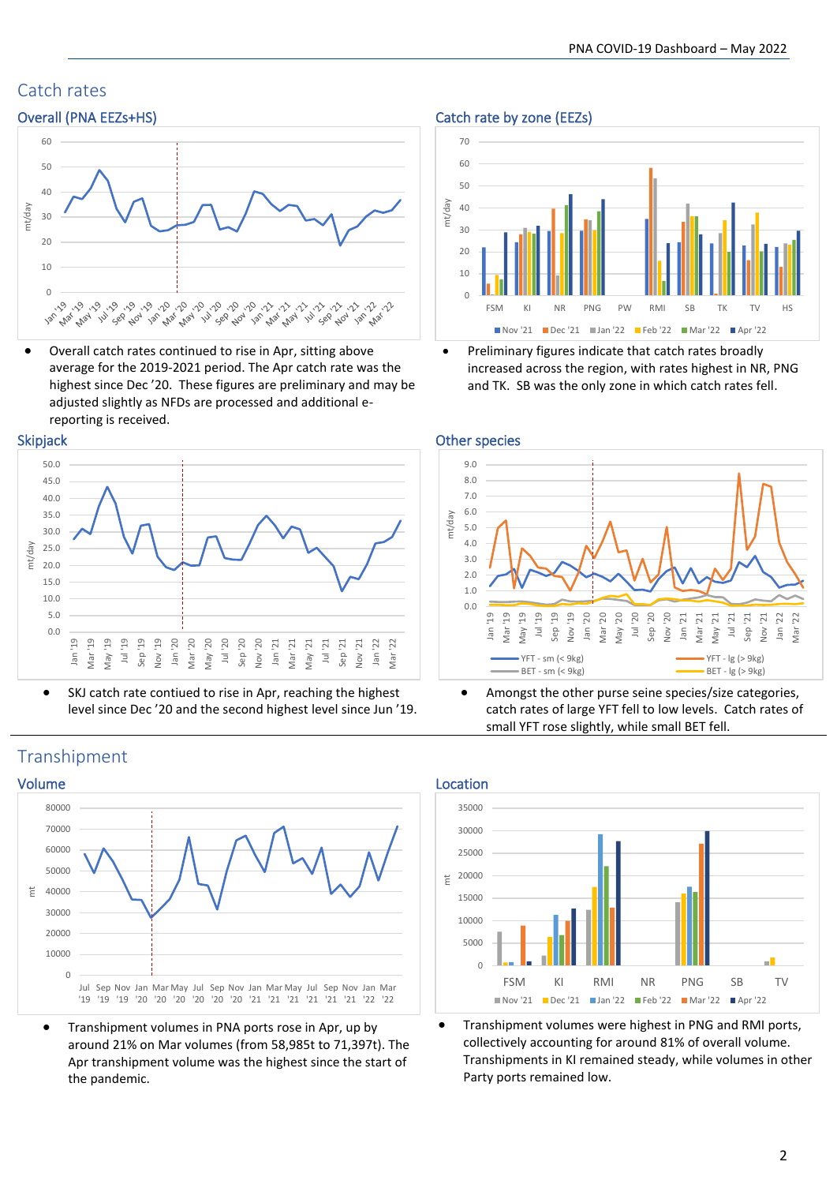## Catch rates

### Overall (PNA EEZs+HS)

- Overall catch rates continued to rise in Apr, sitting above average for the 2019-2021 period. The Apr catch rate was the highest since Dec '20. These figures are preliminary and may be adjusted slightly as NFDs are processed and additional e-reporting is received.

### Catch rate by zone (EEZs)

- Preliminary figures indicate that catch rates broadly increased across the region, with rates highest in NR, PNG and TK. SB was the only zone in which catch rates fell.

### Skipjack

- SKJ catch rate contiued to rise in Apr, reaching the highest level since Dec '20 and the second highest level since Jun '19.

### Other species

- Amongst the other purse seine species/size categories, catch rates of large YFT fell to low levels. Catch rates of small YFT rose slightly, while small BET fell.

## Transhipment

### Volume

- Transhipment volumes in PNA ports rose in Apr, up by around 21% on Mar volumes (from 58,985t to 71,397t). The Apr transhipment volume was the highest since the start of the pandemic.

### Location

- Transhipment volumes were highest in PNG and RMI ports, collectively accounting for around 81% of overall volume. Transhipments in KI remained steady, while volumes in other Party ports remained low.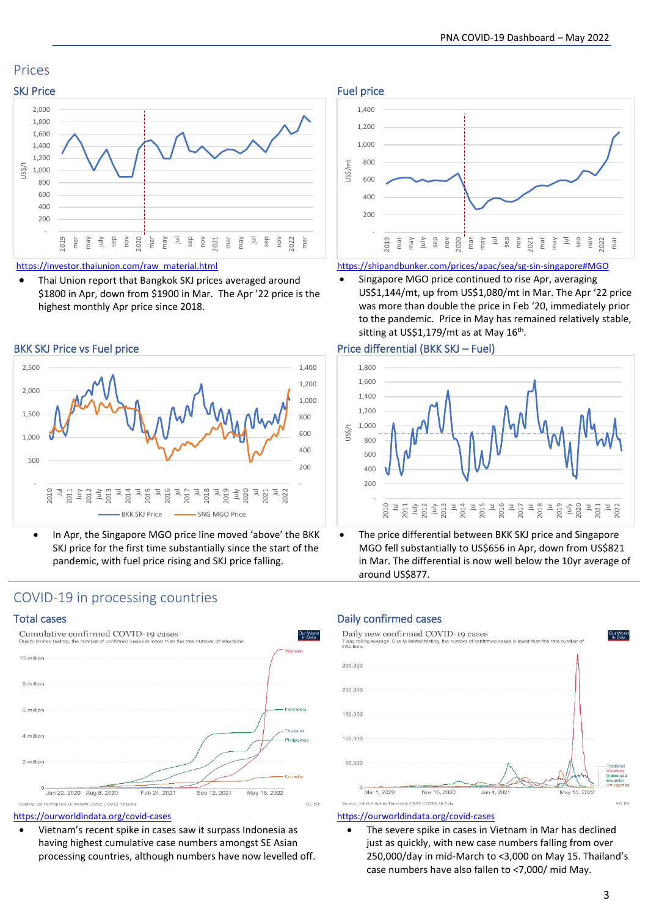## Prices

### SKJ Price

https://investor.thaiunion.com/raw_material.html

- Thai Union report that Bangkok SKJ prices averaged around $1800 in Apr, down from $1900 in Mar. The Apr '22 price is the highest monthly Apr price since 2018.

### Fuel price

https://shipandbunker.com/prices/apac/sea/sg-sin-singapore#MGO

- Singapore MGO price continued to rise Apr, averaging US$1,144/mt, up from US$1,080/mt in Mar. The Apr '22 price was more than double the price in Feb '20, immediately prior to the pandemic. Price in May has remained relatively stable, sitting at US$1,179/mt as at May 16th.

### BKK SKJ Price vs Fuel price

- In Apr, the Singapore MGO price line moved 'above' the BKK SKJ price for the first time substantially since the start of the pandemic, with fuel price rising and SKJ price falling.

### Price differential (BKK SKJ – Fuel)

- The price differential between BKK SKJ price and Singapore MGO price fell substantially to US$656 in Apr, down from US$821 in Mar. The differential is now well below the 10yr average of around US$877.

## COVID-19 in processing countries

### Total cases

https://ourworldindata.org/covid-cases

- Vietnam's recent spike in cases saw it surpass Indonesia as having highest cumulative case numbers amongst SE Asian processing countries, although numbers have now levelled off.

### Daily confirmed cases

https://ourworldindata.org/covid-cases

- The severe spike in cases in Vietnam in Mar has declined just as quickly, with new case numbers falling from over 250,000/day in mid-March to <3,000 on May 15. Thailand's case numbers have also fallen to <7,000/ mid May.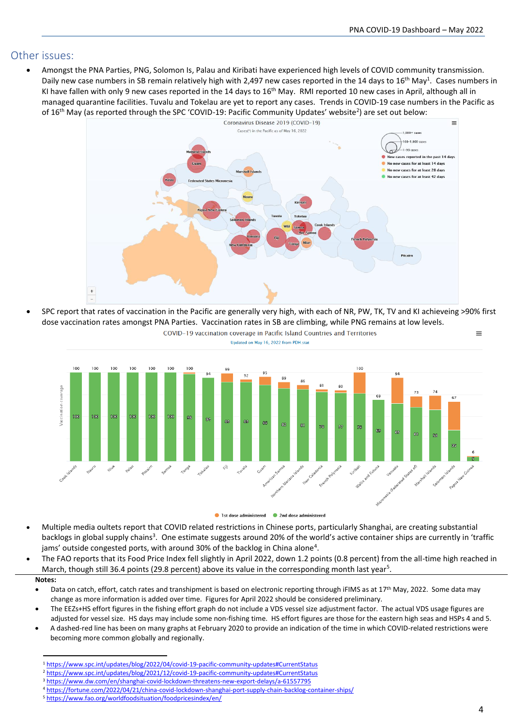## Other issues:

- Amongst the PNA Parties, PNG, Solomon Is, Palau and Kiribati have experienced high levels of COVID community transmission. Daily new case numbers in SB remain relatively high with 2,497 new cases reported in the 14 days to 16th May[1]. Cases numbers in KI have fallen with only 9 new cases reported in the 14 days to 16th May. RMI reported 10 new cases in April, although all in managed quarantine facilities. Tuvalu and Tokelau are yet to report any cases. Trends in COVID-19 case numbers in the Pacific as of 16th May (as reported through the SPC 'COVID-19: Pacific Community Updates' website[2]) are set out below:

Coronavirus Disease 2019 (COVID-19)
Cases(*) in the Pacific as of May 16, 2022

1,000+ cases
100-1,000 cases
1-99 cases
New cases reported in the past 14 days
No new cases for at least 14 days
No new cases for at least 28 days
No new cases for at least 42 days

Mariana Islands, Guam, Palau, Marshall Islands, Federated States Micronesia, Nauru, Kiribati, Papua New Guinea, Solomon Islands, Tuvalu, Tokelau, W&F, Samoa, Am. Samoa, Cook Islands, Vanuatu, Fiji, Tonga, Niue, New Caledonia, French Polynesia, Pitcairn

- SPC report that rates of vaccination in the Pacific are generally very high, with each of NR, PW, TK, TV and KI achieving >90% first dose vaccination rates amongst PNA Parties. Vaccination rates in SB are climbing, while PNG remains at low levels.

COVID-19 vaccination coverage in Pacific Island Countries and Territories
Updated on May 16, 2022 from PDH.stat

Vaccination coverage

Cook Islands: 100, 100
Nauru: 100, 100
Niue: 100, 100
Palau: 100, 100
Pitcairn: 100, 100
Samoa: 100, 100
Tonga: 100, 98
Tokelau: 94, 94
Fiji: 99, 89
Tuvalu: 92, 89
Guam: 95, 86
American Samoa: 89, 82
Northern Mariana Islands: 86, 81
New Caledonia: 81, 78
French Polynesia: 80, 77
Kiribati: 100, 76
Wallis and Futuna: 69, 69
Vanuatu: 94, 65
Micronesia (Federated States of): 73, 61
Marshall Islands: 74, 58
Solomon Islands: 67, 35
Papua New Guinea: 6, 3

1st dose administered
2nd dose administered

- Multiple media oultets report that COVID related restrictions in Chinese ports, particularly Shanghai, are creating substantial backlogs in global supply chains[3]. One estimate suggests around 20% of the world's active container ships are currently in 'traffic jams' outside congested ports, with around 30% of the backlog in China alone[4].
- The FAO reports that its Food Price Index fell slightly in April 2022, down 1.2 points (0.8 percent) from the all-time high reached in March, though still 36.4 points (29.8 percent) above its value in the corresponding month last year[5].

**Notes:**

- Data on catch, effort, catch rates and transhipment is based on electronic reporting through iFIMS as at 17th May, 2022. Some data may change as more information is added over time. Figures for April 2022 should be considered preliminary.
- The EEZs+HS effort figures in the fishing effort graph do not include a VDS vessel size adjustment factor. The actual VDS usage figures are adjusted for vessel size. HS days may include some non-fishing time. HS effort figures are those for the eastern high seas and HSPs 4 and 5.
- A dashed-red line has been on many graphs at February 2020 to provide an indication of the time in which COVID-related restrictions were becoming more common globally and regionally.

---

[1] https://www.spc.int/updates/blog/2022/04/covid-19-pacific-community-updates#CurrentStatus
[2] https://www.spc.int/updates/blog/2021/12/covid-19-pacific-community-updates#CurrentStatus
[3] https://www.dw.com/en/shanghai-covid-lockdown-threatens-new-export-delays/a-61557795
[4] https://fortune.com/2022/04/21/china-covid-lockdown-shanghai-port-supply-chain-backlog-container-ships/
[5] https://www.fao.org/worldfoodsituation/foodpricesindex/en/